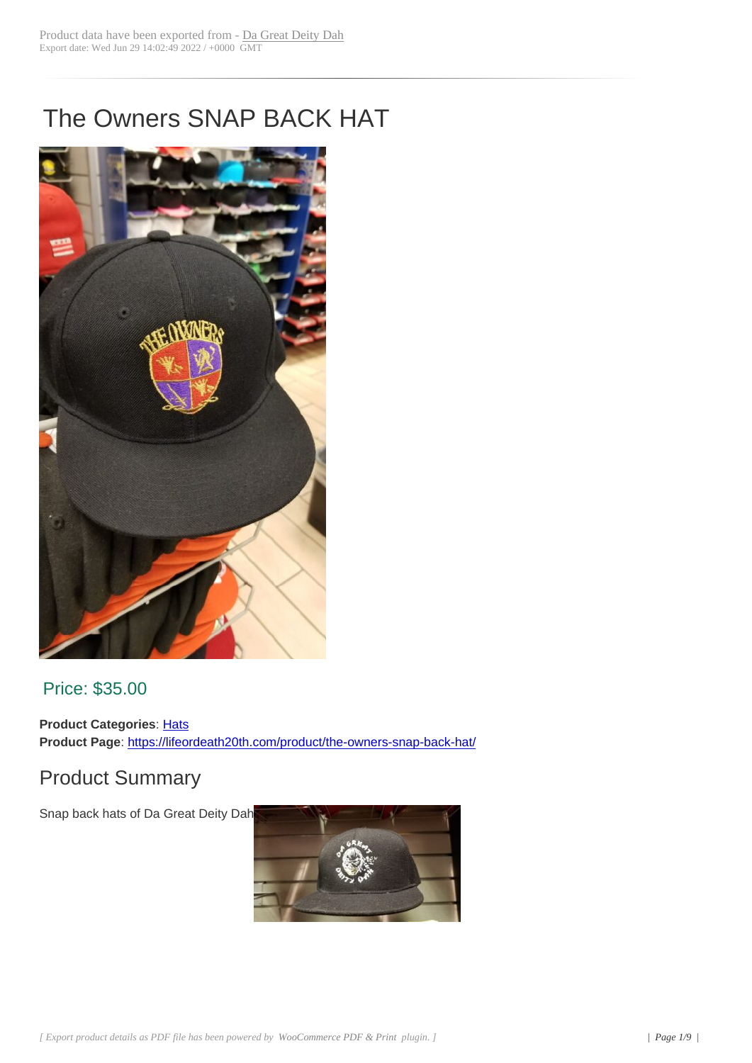Product data have been exported from - Da Great Deity Dah
Export date: Wed Jun 29 14:02:49 2022 / +0000 GMT

# The Owners SNAP BACK HAT

Price: $35.00

**Product Categories**: Hats
**Product Page**: https://lifeordeath20th.com/product/the-owners-snap-back-hat/

## Product Summary

Snap back hats of Da Great Deity Dah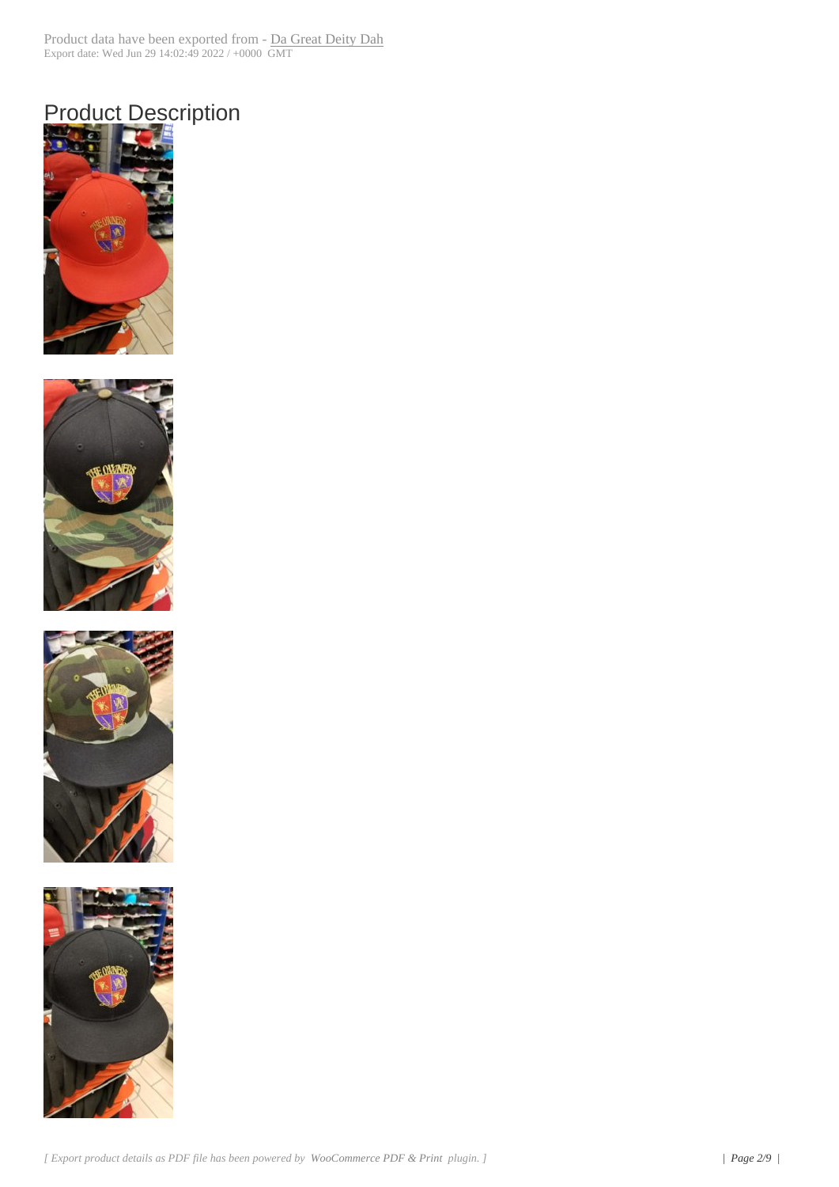Product data have been exported from - Da Great Deity Dah
Export date: Wed Jun 29 14:02:49 2022 / +0000 GMT

# Product Description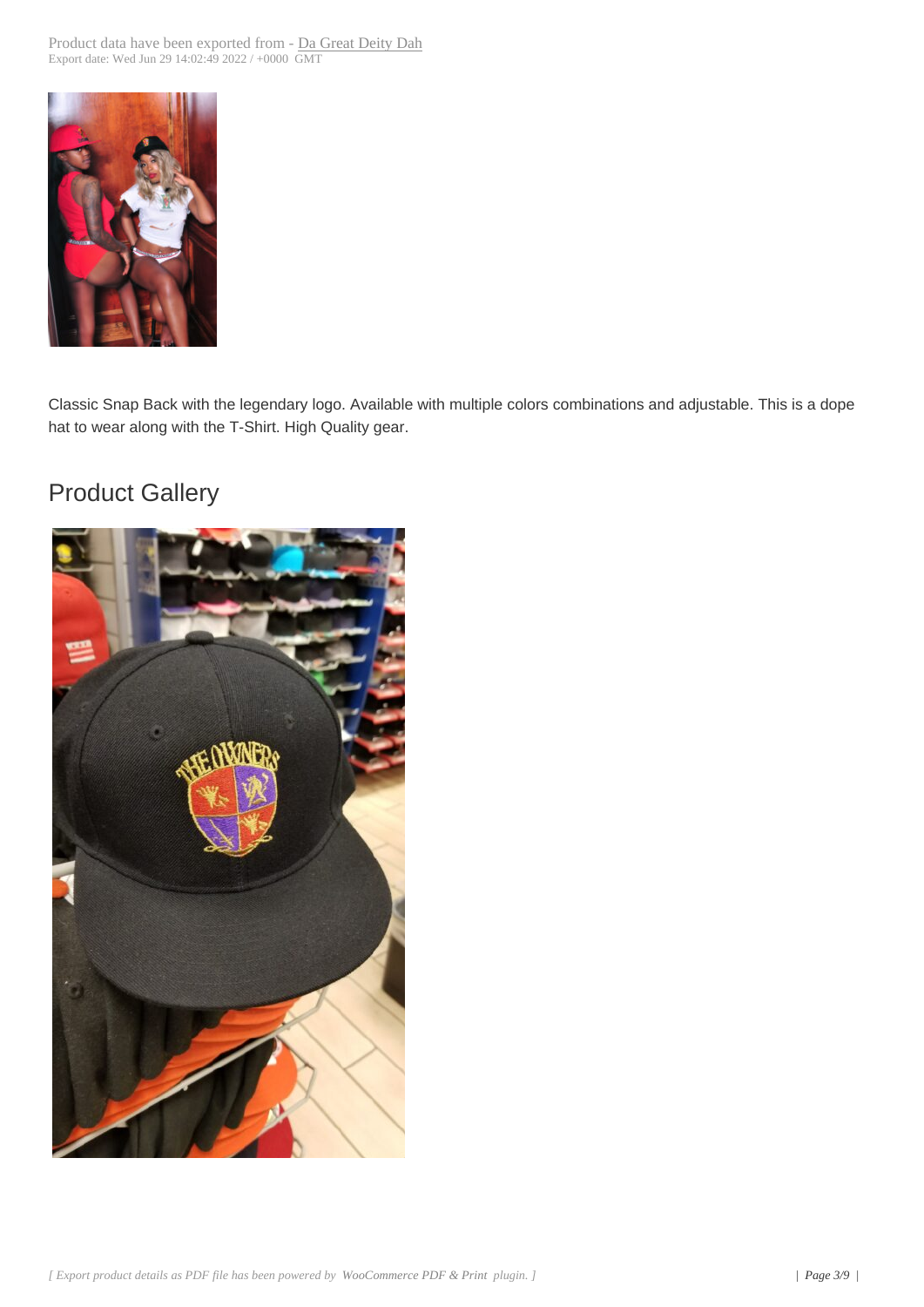Product data have been exported from - Da Great Deity Dah
Export date: Wed Jun 29 14:02:49 2022 / +0000 GMT

Classic Snap Back with the legendary logo. Available with multiple colors combinations and adjustable. This is a dope hat to wear along with the T-Shirt. High Quality gear.

## Product Gallery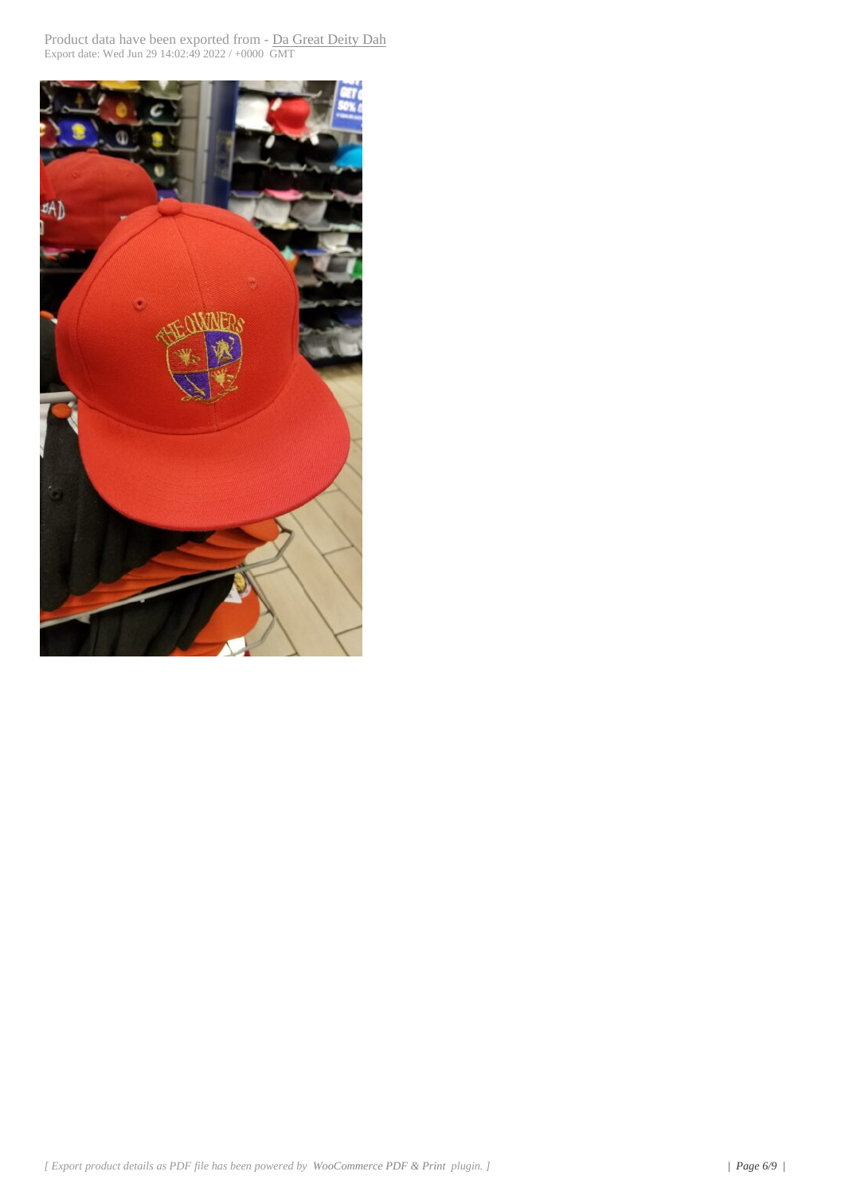Product data have been exported from - Da Great Deity Dah
Export date: Wed Jun 29 14:02:49 2022 / +0000 GMT

*[ Export product details as PDF file has been powered by WooCommerce PDF & Print plugin. ]*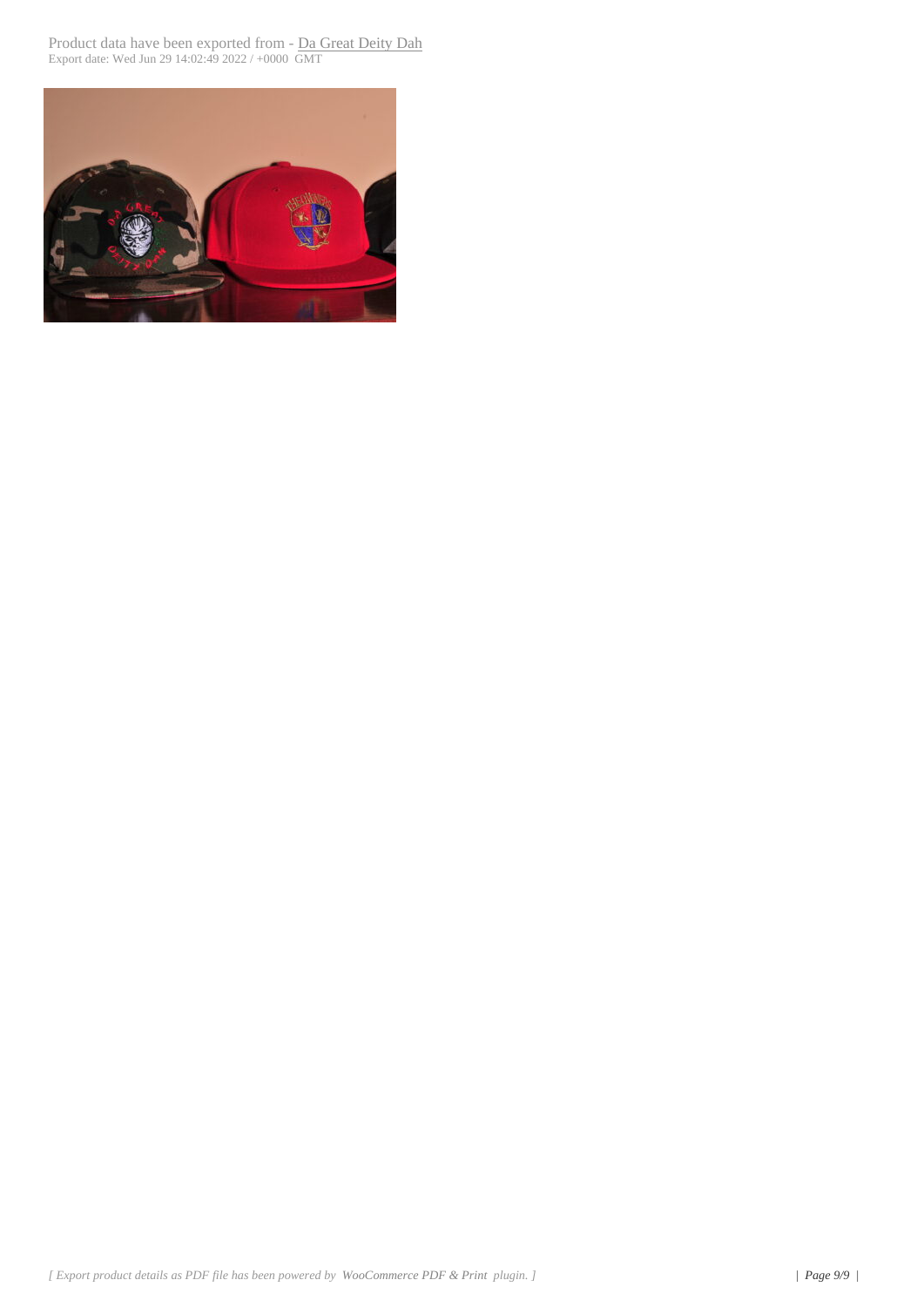Product data have been exported from - Da Great Deity Dah
Export date: Wed Jun 29 14:02:49 2022 / +0000 GMT

*[ Export product details as PDF file has been powered by WooCommerce PDF & Print plugin. ]*